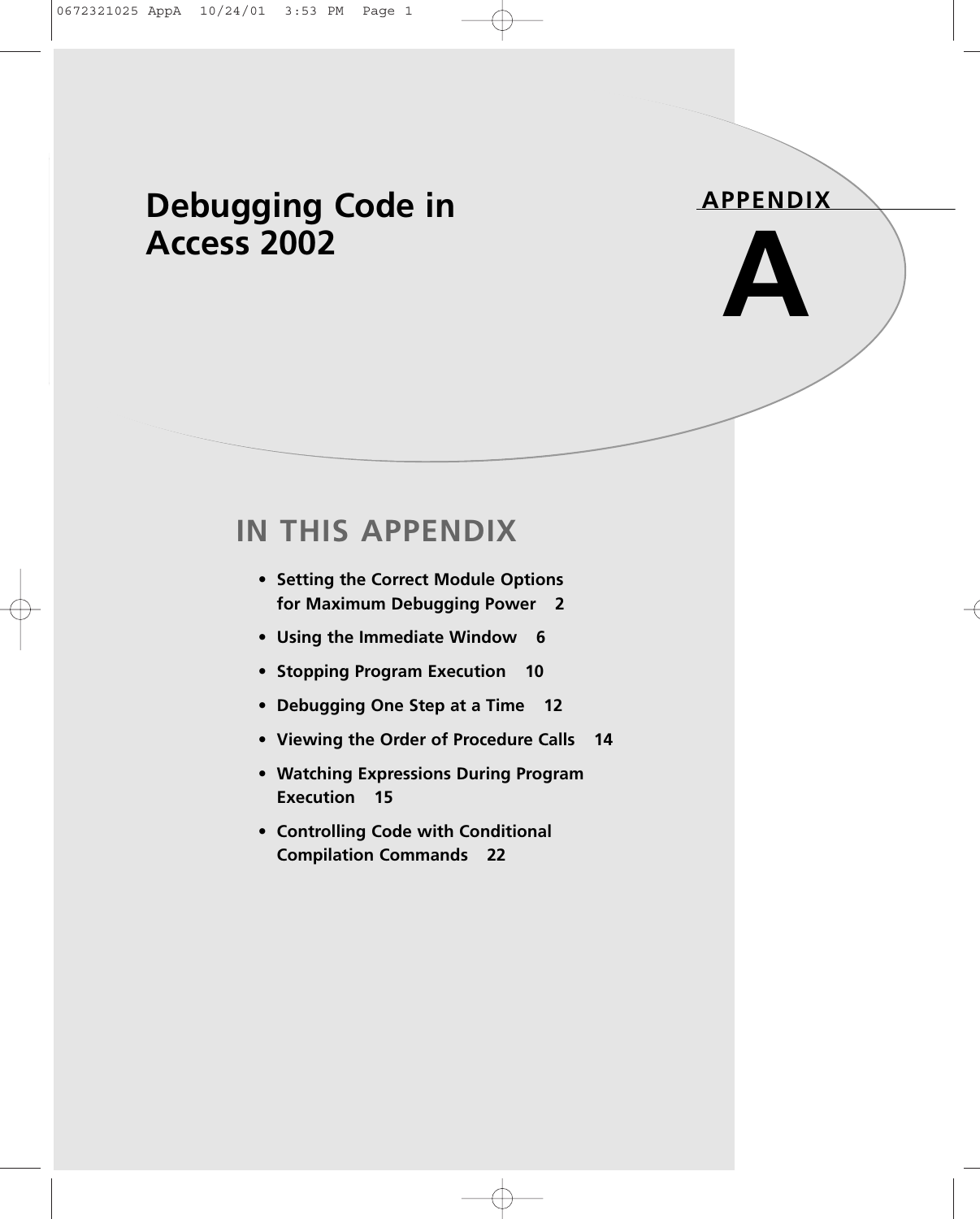# APPENDIX A

# Debugging Code in Access 2002

## IN THIS APPENDIX

- **Setting the Correct Module Options for Maximum Debugging Power 2**
- **Using the Immediate Window 6**
- **Stopping Program Execution 10**
- **Debugging One Step at a Time 12**
- **Viewing the Order of Procedure Calls 14**
- **Watching Expressions During Program Execution 15**
- **Controlling Code with Conditional Compilation Commands 22**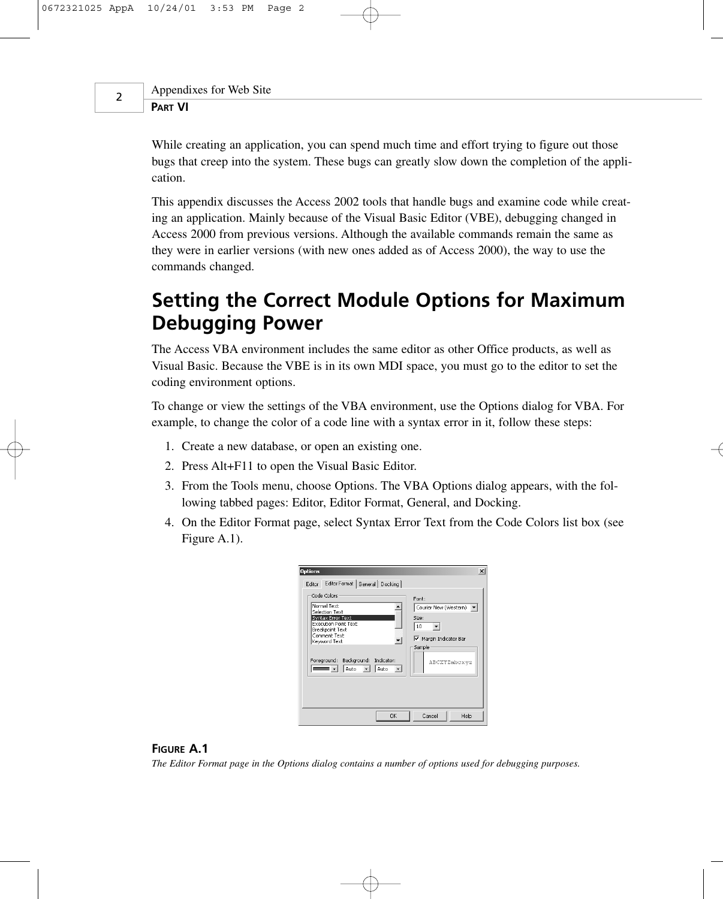While creating an application, you can spend much time and effort trying to figure out those bugs that creep into the system. These bugs can greatly slow down the completion of the application.

This appendix discusses the Access 2002 tools that handle bugs and examine code while creating an application. Mainly because of the Visual Basic Editor (VBE), debugging changed in Access 2000 from previous versions. Although the available commands remain the same as they were in earlier versions (with new ones added as of Access 2000), the way to use the commands changed.

## Setting the Correct Module Options for Maximum Debugging Power

The Access VBA environment includes the same editor as other Office products, as well as Visual Basic. Because the VBE is in its own MDI space, you must go to the editor to set the coding environment options.

To change or view the settings of the VBA environment, use the Options dialog for VBA. For example, to change the color of a code line with a syntax error in it, follow these steps:

1. Create a new database, or open an existing one.
2. Press Alt+F11 to open the Visual Basic Editor.
3. From the Tools menu, choose Options. The VBA Options dialog appears, with the following tabbed pages: Editor, Editor Format, General, and Docking.
4. On the Editor Format page, select Syntax Error Text from the Code Colors list box (see Figure A.1).

**FIGURE A.1**

*The Editor Format page in the Options dialog contains a number of options used for debugging purposes.*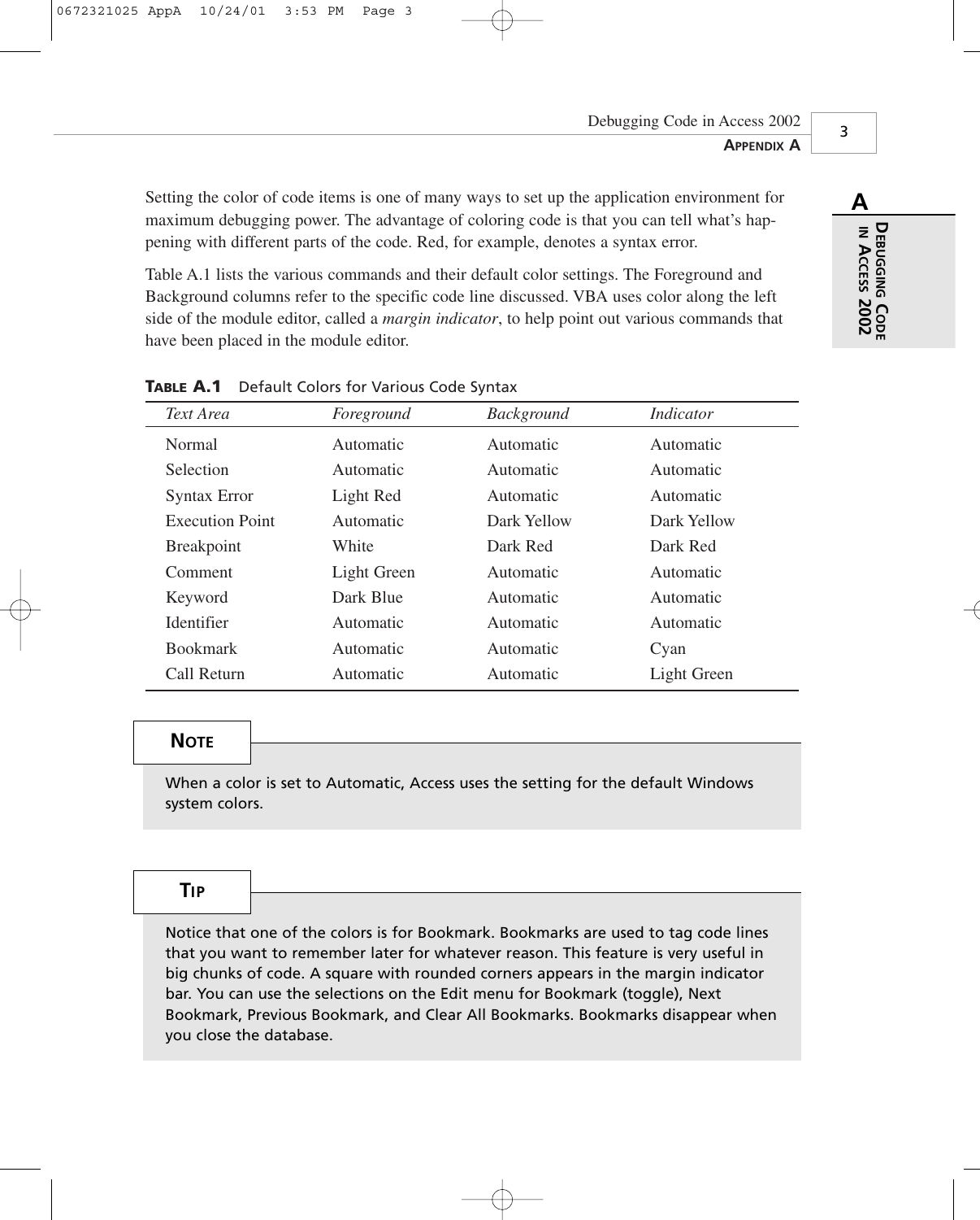Setting the color of code items is one of many ways to set up the application environment for maximum debugging power. The advantage of coloring code is that you can tell what's happening with different parts of the code. Red, for example, denotes a syntax error.

Table A.1 lists the various commands and their default color settings. The Foreground and Background columns refer to the specific code line discussed. VBA uses color along the left side of the module editor, called a *margin indicator*, to help point out various commands that have been placed in the module editor.

**TABLE A.1** Default Colors for Various Code Syntax

| *Text Area* | *Foreground* | *Background* | *Indicator* |
|---|---|---|---|
| Normal | Automatic | Automatic | Automatic |
| Selection | Automatic | Automatic | Automatic |
| Syntax Error | Light Red | Automatic | Automatic |
| Execution Point | Automatic | Dark Yellow | Dark Yellow |
| Breakpoint | White | Dark Red | Dark Red |
| Comment | Light Green | Automatic | Automatic |
| Keyword | Dark Blue | Automatic | Automatic |
| Identifier | Automatic | Automatic | Automatic |
| Bookmark | Automatic | Automatic | Cyan |
| Call Return | Automatic | Automatic | Light Green |

**NOTE**

When a color is set to Automatic, Access uses the setting for the default Windows system colors.

**TIP**

Notice that one of the colors is for Bookmark. Bookmarks are used to tag code lines that you want to remember later for whatever reason. This feature is very useful in big chunks of code. A square with rounded corners appears in the margin indicator bar. You can use the selections on the Edit menu for Bookmark (toggle), Next Bookmark, Previous Bookmark, and Clear All Bookmarks. Bookmarks disappear when you close the database.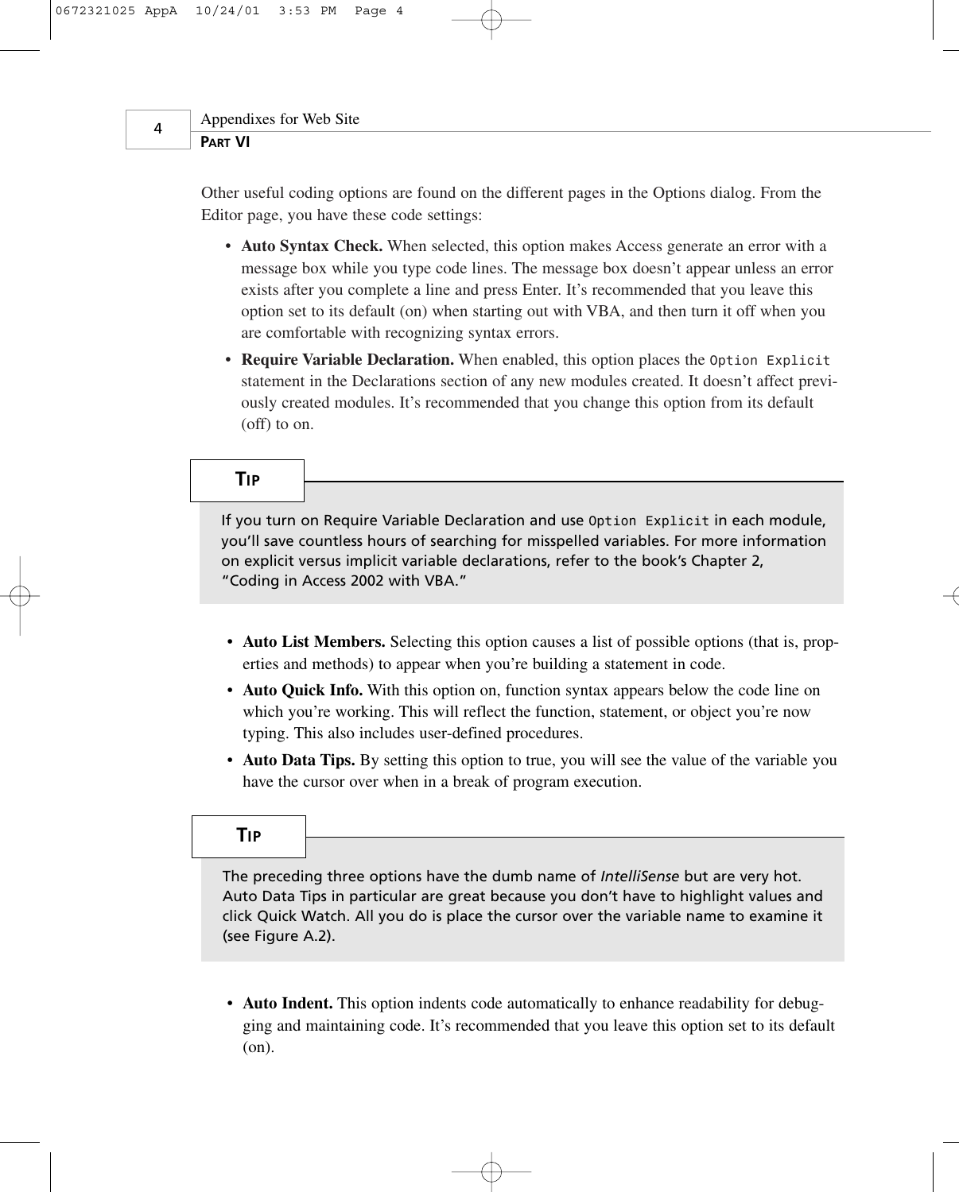Other useful coding options are found on the different pages in the Options dialog. From the Editor page, you have these code settings:

- **Auto Syntax Check.** When selected, this option makes Access generate an error with a message box while you type code lines. The message box doesn't appear unless an error exists after you complete a line and press Enter. It's recommended that you leave this option set to its default (on) when starting out with VBA, and then turn it off when you are comfortable with recognizing syntax errors.
- **Require Variable Declaration.** When enabled, this option places the `Option Explicit` statement in the Declarations section of any new modules created. It doesn't affect previously created modules. It's recommended that you change this option from its default (off) to on.

> **TIP**
>
> If you turn on Require Variable Declaration and use `Option Explicit` in each module, you'll save countless hours of searching for misspelled variables. For more information on explicit versus implicit variable declarations, refer to the book's Chapter 2, "Coding in Access 2002 with VBA."

- **Auto List Members.** Selecting this option causes a list of possible options (that is, properties and methods) to appear when you're building a statement in code.
- **Auto Quick Info.** With this option on, function syntax appears below the code line on which you're working. This will reflect the function, statement, or object you're now typing. This also includes user-defined procedures.
- **Auto Data Tips.** By setting this option to true, you will see the value of the variable you have the cursor over when in a break of program execution.

> **TIP**
>
> The preceding three options have the dumb name of *IntelliSense* but are very hot. Auto Data Tips in particular are great because you don't have to highlight values and click Quick Watch. All you do is place the cursor over the variable name to examine it (see Figure A.2).

- **Auto Indent.** This option indents code automatically to enhance readability for debugging and maintaining code. It's recommended that you leave this option set to its default (on).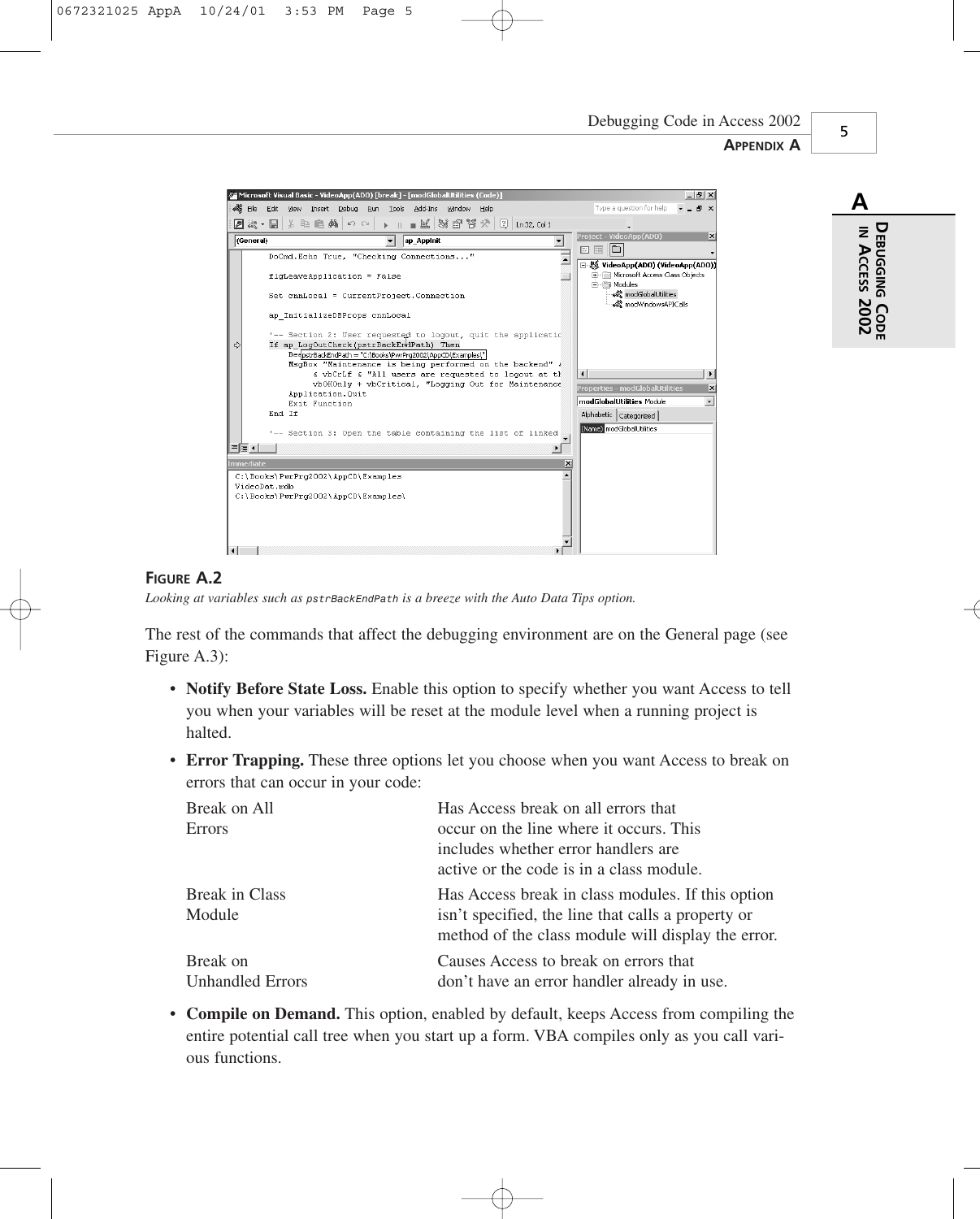**FIGURE A.2**

*Looking at variables such as `pstrBackEndPath` is a breeze with the Auto Data Tips option.*

The rest of the commands that affect the debugging environment are on the General page (see Figure A.3):

- **Notify Before State Loss.** Enable this option to specify whether you want Access to tell you when your variables will be reset at the module level when a running project is halted.
- **Error Trapping.** These three options let you choose when you want Access to break on errors that can occur in your code:

| | |
|---|---|
| Break on All Errors | Has Access break on all errors that occur on the line where it occurs. This includes whether error handlers are active or the code is in a class module. |
| Break in Class Module | Has Access break in class modules. If this option isn't specified, the line that calls a property or method of the class module will display the error. |
| Break on Unhandled Errors | Causes Access to break on errors that don't have an error handler already in use. |

- **Compile on Demand.** This option, enabled by default, keeps Access from compiling the entire potential call tree when you start up a form. VBA compiles only as you call various functions.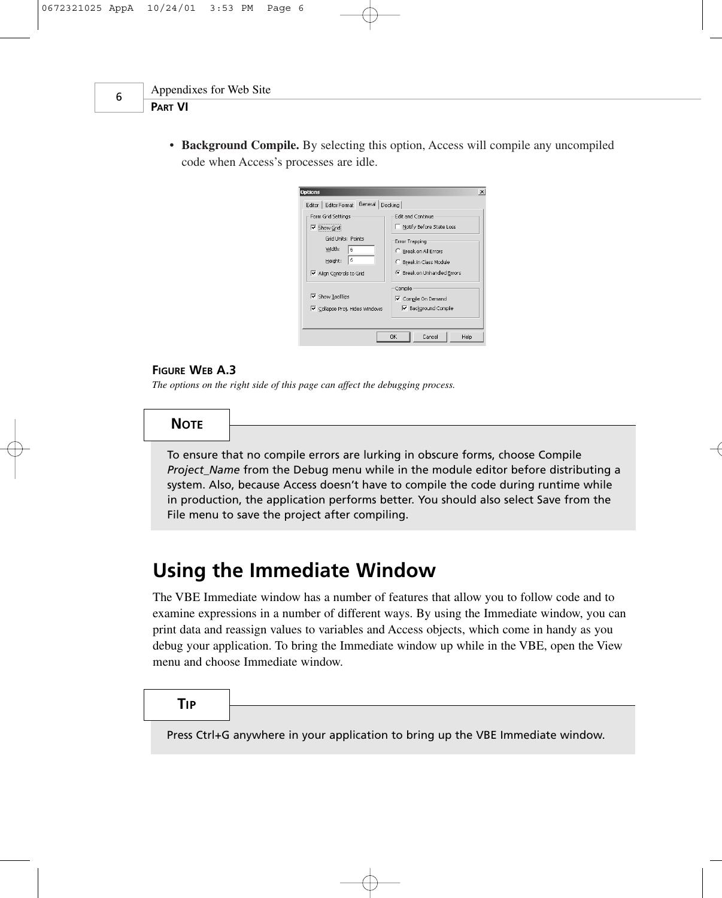- **Background Compile.** By selecting this option, Access will compile any uncompiled code when Access's processes are idle.

**FIGURE WEB A.3**

*The options on the right side of this page can affect the debugging process.*

> **NOTE**
>
> To ensure that no compile errors are lurking in obscure forms, choose Compile *Project_Name* from the Debug menu while in the module editor before distributing a system. Also, because Access doesn't have to compile the code during runtime while in production, the application performs better. You should also select Save from the File menu to save the project after compiling.

## Using the Immediate Window

The VBE Immediate window has a number of features that allow you to follow code and to examine expressions in a number of different ways. By using the Immediate window, you can print data and reassign values to variables and Access objects, which come in handy as you debug your application. To bring the Immediate window up while in the VBE, open the View menu and choose Immediate window.

> **TIP**
>
> Press Ctrl+G anywhere in your application to bring up the VBE Immediate window.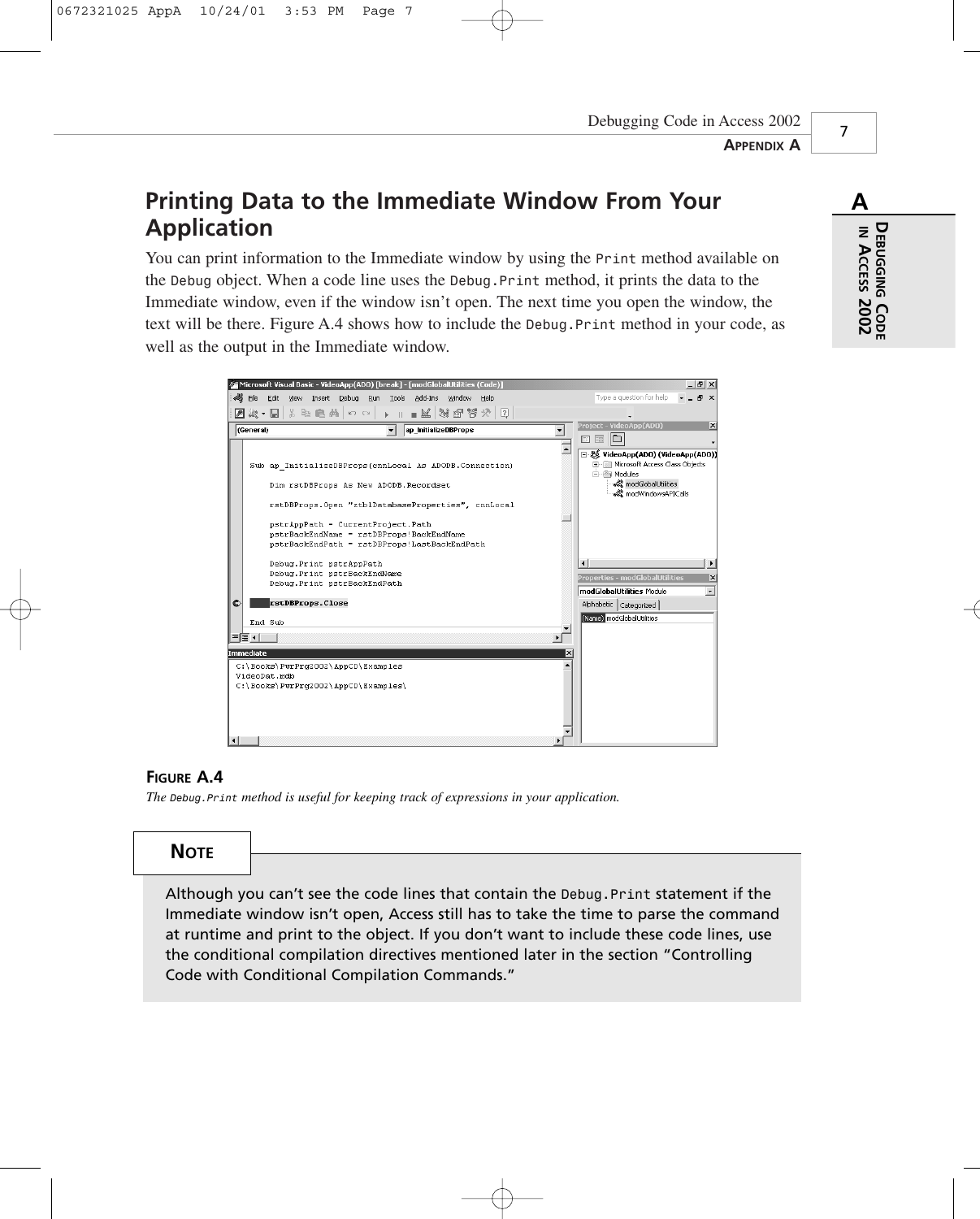## Printing Data to the Immediate Window From Your Application

You can print information to the Immediate window by using the `Print` method available on the `Debug` object. When a code line uses the `Debug.Print` method, it prints the data to the Immediate window, even if the window isn't open. The next time you open the window, the text will be there. Figure A.4 shows how to include the `Debug.Print` method in your code, as well as the output in the Immediate window.

**FIGURE A.4**

*The `Debug.Print` method is useful for keeping track of expressions in your application.*

> **NOTE**
>
> Although you can't see the code lines that contain the `Debug.Print` statement if the Immediate window isn't open, Access still has to take the time to parse the command at runtime and print to the object. If you don't want to include these code lines, use the conditional compilation directives mentioned later in the section "Controlling Code with Conditional Compilation Commands."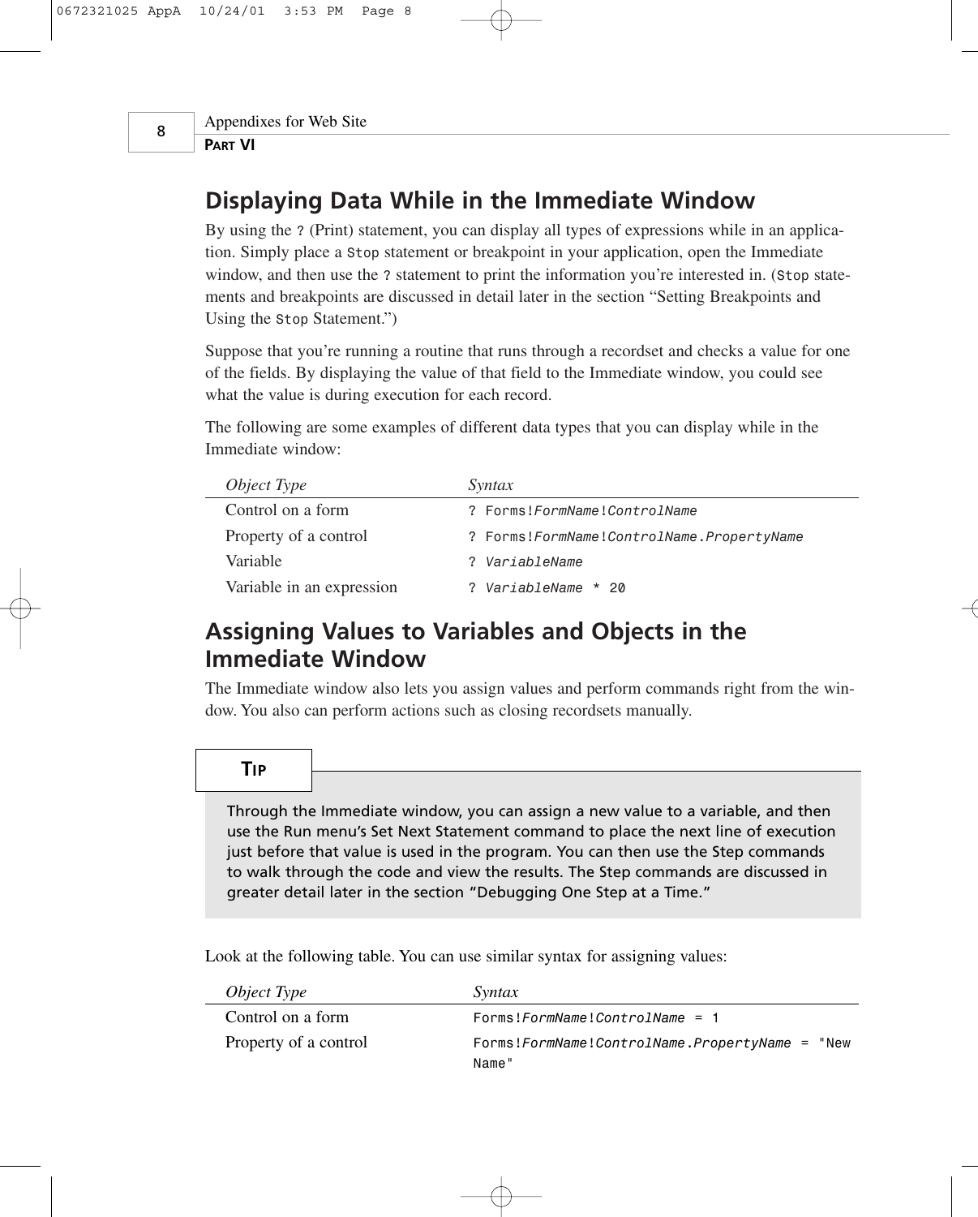## Displaying Data While in the Immediate Window

By using the `?` (Print) statement, you can display all types of expressions while in an application. Simply place a `Stop` statement or breakpoint in your application, open the Immediate window, and then use the `?` statement to print the information you're interested in. (`Stop` statements and breakpoints are discussed in detail later in the section "Setting Breakpoints and Using the `Stop` Statement.")

Suppose that you're running a routine that runs through a recordset and checks a value for one of the fields. By displaying the value of that field to the Immediate window, you could see what the value is during execution for each record.

The following are some examples of different data types that you can display while in the Immediate window:

| *Object Type* | *Syntax* |
|---|---|
| Control on a form | `? Forms!FormName!ControlName` |
| Property of a control | `? Forms!FormName!ControlName.PropertyName` |
| Variable | `? VariableName` |
| Variable in an expression | `? VariableName * 20` |

## Assigning Values to Variables and Objects in the Immediate Window

The Immediate window also lets you assign values and perform commands right from the window. You also can perform actions such as closing recordsets manually.

> **TIP**
>
> Through the Immediate window, you can assign a new value to a variable, and then use the Run menu's Set Next Statement command to place the next line of execution just before that value is used in the program. You can then use the Step commands to walk through the code and view the results. The Step commands are discussed in greater detail later in the section "Debugging One Step at a Time."

Look at the following table. You can use similar syntax for assigning values:

| *Object Type* | *Syntax* |
|---|---|
| Control on a form | `Forms!FormName!ControlName = 1` |
| Property of a control | `Forms!FormName!ControlName.PropertyName = "New Name"` |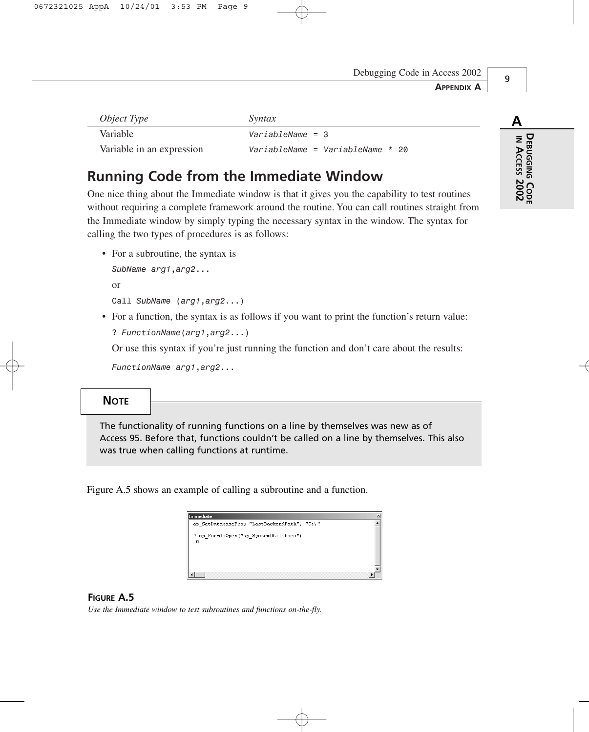| Object Type | Syntax |
| --- | --- |
| Variable | `VariableName = 3` |
| Variable in an expression | `VariableName = VariableName * 20` |

## Running Code from the Immediate Window

One nice thing about the Immediate window is that it gives you the capability to test routines without requiring a complete framework around the routine. You can call routines straight from the Immediate window by simply typing the necessary syntax in the window. The syntax for calling the two types of procedures is as follows:

- For a subroutine, the syntax is

  ```
  SubName arg1,arg2...
  ```

  or

  ```
  Call SubName (arg1,arg2...)
  ```

- For a function, the syntax is as follows if you want to print the function's return value:

  ```
  ? FunctionName(arg1,arg2...)
  ```

  Or use this syntax if you're just running the function and don't care about the results:

  ```
  FunctionName arg1,arg2...
  ```

> **NOTE**
>
> The functionality of running functions on a line by themselves was new as of Access 95. Before that, functions couldn't be called on a line by themselves. This also was true when calling functions at runtime.

Figure A.5 shows an example of calling a subroutine and a function.

**FIGURE A.5**

*Use the Immediate window to test subroutines and functions on-the-fly.*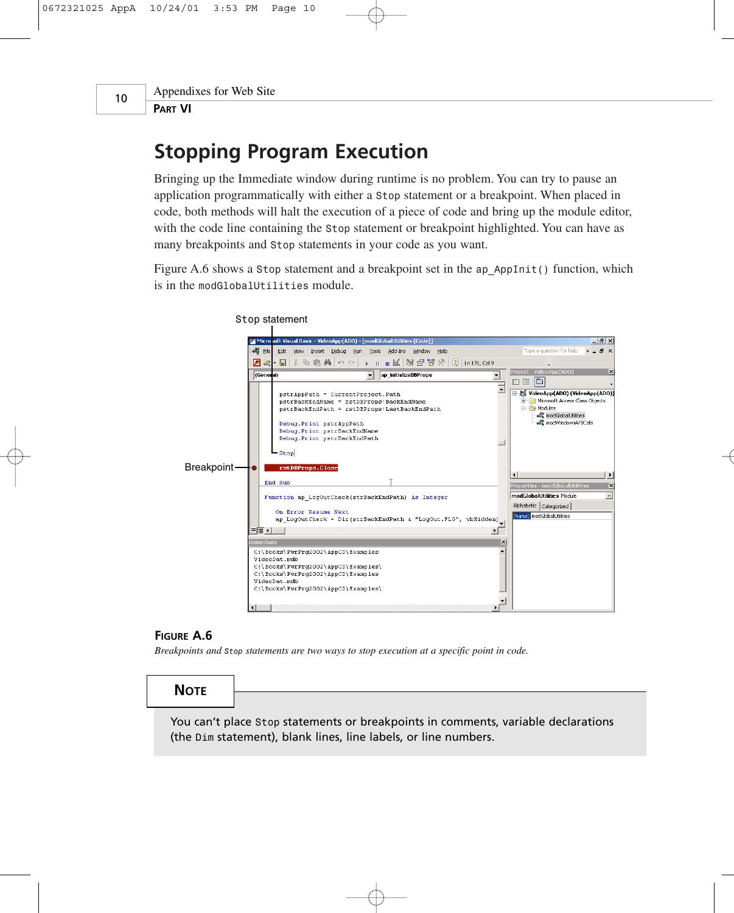## Stopping Program Execution

Bringing up the Immediate window during runtime is no problem. You can try to pause an application programmatically with either a `Stop` statement or a breakpoint. When placed in code, both methods will halt the execution of a piece of code and bring up the module editor, with the code line containing the `Stop` statement or breakpoint highlighted. You can have as many breakpoints and `Stop` statements in your code as you want.

Figure A.6 shows a `Stop` statement and a breakpoint set in the `ap_AppInit()` function, which is in the `modGlobalUtilities` module.

Stop statement

Breakpoint

**FIGURE A.6**

*Breakpoints and `Stop` statements are two ways to stop execution at a specific point in code.*

> **NOTE**
>
> You can't place `Stop` statements or breakpoints in comments, variable declarations (the `Dim` statement), blank lines, line labels, or line numbers.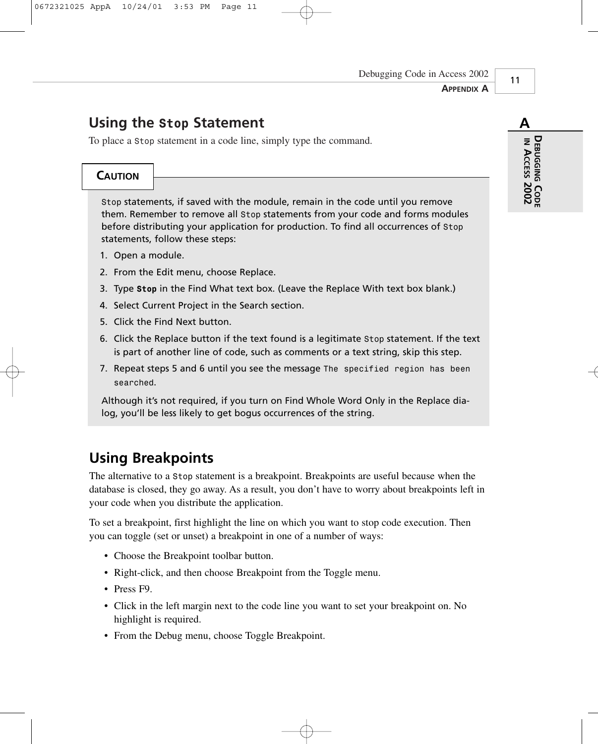## Using the `Stop` Statement

To place a `Stop` statement in a code line, simply type the command.

> **CAUTION**
>
> `Stop` statements, if saved with the module, remain in the code until you remove them. Remember to remove all `Stop` statements from your code and forms modules before distributing your application for production. To find all occurrences of `Stop` statements, follow these steps:
>
> 1. Open a module.
> 2. From the Edit menu, choose Replace.
> 3. Type **`Stop`** in the Find What text box. (Leave the Replace With text box blank.)
> 4. Select Current Project in the Search section.
> 5. Click the Find Next button.
> 6. Click the Replace button if the text found is a legitimate `Stop` statement. If the text is part of another line of code, such as comments or a text string, skip this step.
> 7. Repeat steps 5 and 6 until you see the message `The specified region has been searched`.
>
> Although it's not required, if you turn on Find Whole Word Only in the Replace dialog, you'll be less likely to get bogus occurrences of the string.

## Using Breakpoints

The alternative to a `Stop` statement is a breakpoint. Breakpoints are useful because when the database is closed, they go away. As a result, you don't have to worry about breakpoints left in your code when you distribute the application.

To set a breakpoint, first highlight the line on which you want to stop code execution. Then you can toggle (set or unset) a breakpoint in one of a number of ways:

- Choose the Breakpoint toolbar button.
- Right-click, and then choose Breakpoint from the Toggle menu.
- Press F9.
- Click in the left margin next to the code line you want to set your breakpoint on. No highlight is required.
- From the Debug menu, choose Toggle Breakpoint.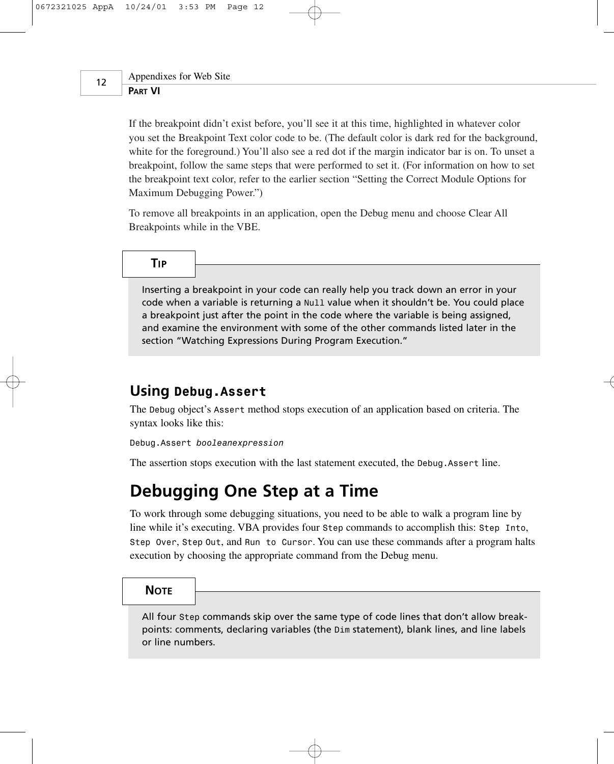If the breakpoint didn't exist before, you'll see it at this time, highlighted in whatever color you set the Breakpoint Text color code to be. (The default color is dark red for the background, white for the foreground.) You'll also see a red dot if the margin indicator bar is on. To unset a breakpoint, follow the same steps that were performed to set it. (For information on how to set the breakpoint text color, refer to the earlier section "Setting the Correct Module Options for Maximum Debugging Power.")

To remove all breakpoints in an application, open the Debug menu and choose Clear All Breakpoints while in the VBE.

> **TIP**
>
> Inserting a breakpoint in your code can really help you track down an error in your code when a variable is returning a `Null` value when it shouldn't be. You could place a breakpoint just after the point in the code where the variable is being assigned, and examine the environment with some of the other commands listed later in the section "Watching Expressions During Program Execution."

### Using `Debug.Assert`

The `Debug` object's `Assert` method stops execution of an application based on criteria. The syntax looks like this:

```
Debug.Assert booleanexpression
```

The assertion stops execution with the last statement executed, the `Debug.Assert` line.

## Debugging One Step at a Time

To work through some debugging situations, you need to be able to walk a program line by line while it's executing. VBA provides four `Step` commands to accomplish this: `Step Into`, `Step Over`, `Step Out`, and `Run to Cursor`. You can use these commands after a program halts execution by choosing the appropriate command from the Debug menu.

> **NOTE**
>
> All four `Step` commands skip over the same type of code lines that don't allow breakpoints: comments, declaring variables (the `Dim` statement), blank lines, and line labels or line numbers.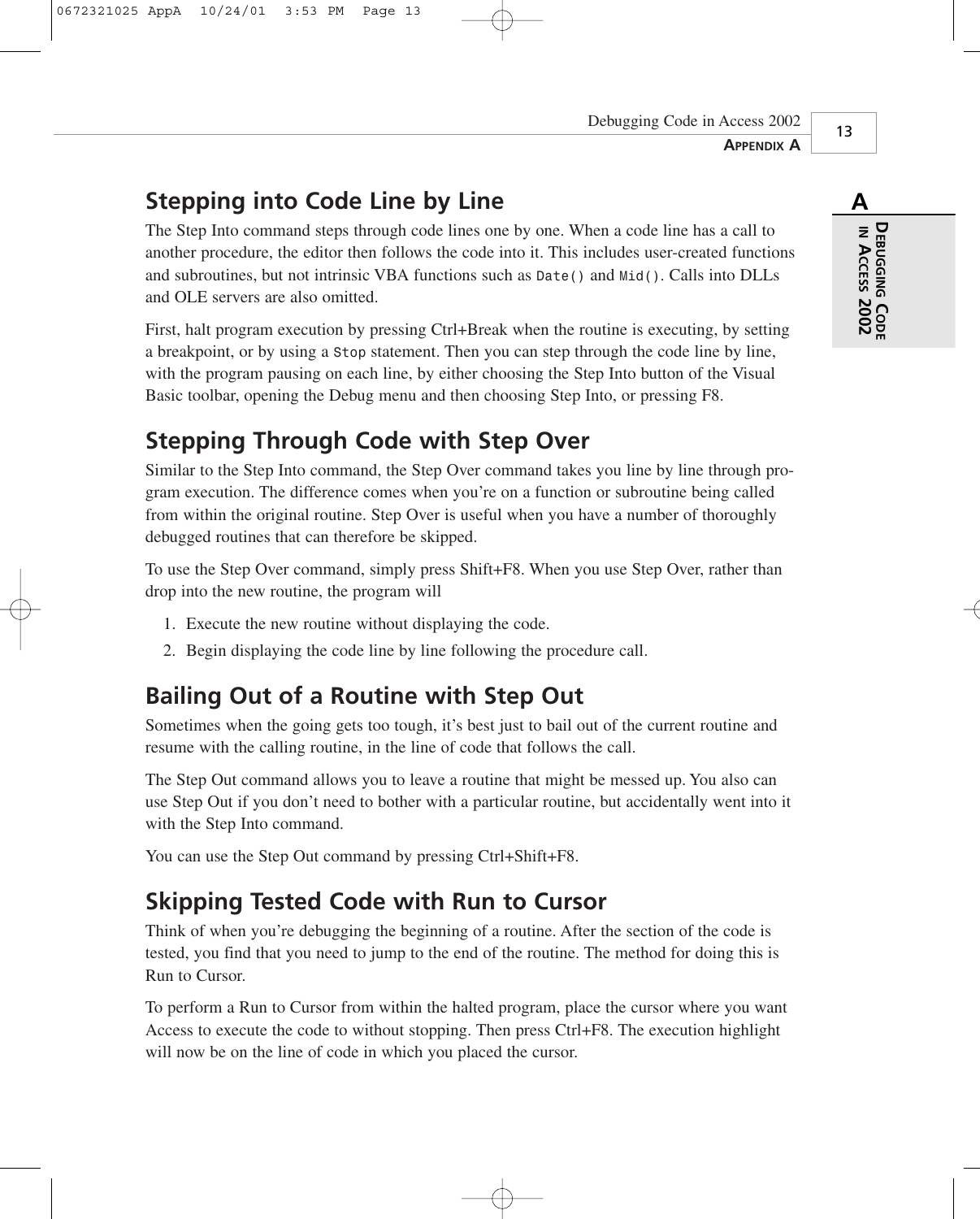## Stepping into Code Line by Line

The Step Into command steps through code lines one by one. When a code line has a call to another procedure, the editor then follows the code into it. This includes user-created functions and subroutines, but not intrinsic VBA functions such as `Date()` and `Mid()`. Calls into DLLs and OLE servers are also omitted.

First, halt program execution by pressing Ctrl+Break when the routine is executing, by setting a breakpoint, or by using a `Stop` statement. Then you can step through the code line by line, with the program pausing on each line, by either choosing the Step Into button of the Visual Basic toolbar, opening the Debug menu and then choosing Step Into, or pressing F8.

## Stepping Through Code with Step Over

Similar to the Step Into command, the Step Over command takes you line by line through program execution. The difference comes when you're on a function or subroutine being called from within the original routine. Step Over is useful when you have a number of thoroughly debugged routines that can therefore be skipped.

To use the Step Over command, simply press Shift+F8. When you use Step Over, rather than drop into the new routine, the program will

1. Execute the new routine without displaying the code.
2. Begin displaying the code line by line following the procedure call.

## Bailing Out of a Routine with Step Out

Sometimes when the going gets too tough, it's best just to bail out of the current routine and resume with the calling routine, in the line of code that follows the call.

The Step Out command allows you to leave a routine that might be messed up. You also can use Step Out if you don't need to bother with a particular routine, but accidentally went into it with the Step Into command.

You can use the Step Out command by pressing Ctrl+Shift+F8.

## Skipping Tested Code with Run to Cursor

Think of when you're debugging the beginning of a routine. After the section of the code is tested, you find that you need to jump to the end of the routine. The method for doing this is Run to Cursor.

To perform a Run to Cursor from within the halted program, place the cursor where you want Access to execute the code to without stopping. Then press Ctrl+F8. The execution highlight will now be on the line of code in which you placed the cursor.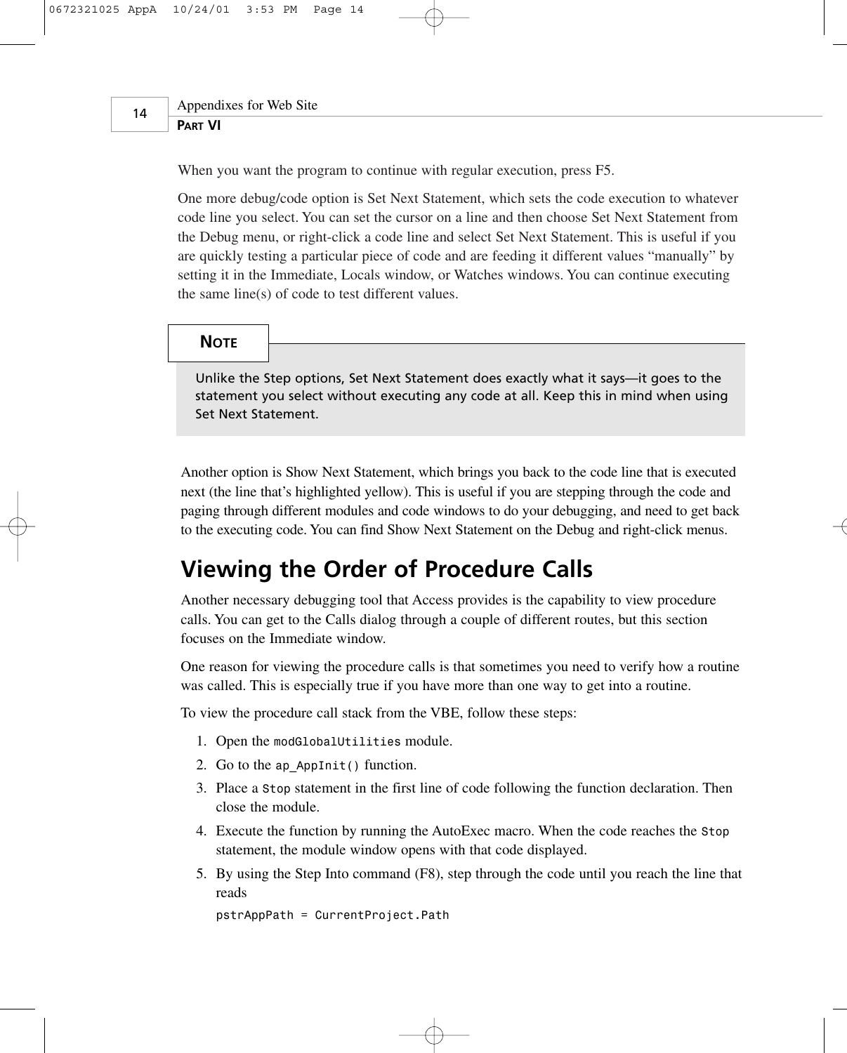When you want the program to continue with regular execution, press F5.

One more debug/code option is Set Next Statement, which sets the code execution to whatever code line you select. You can set the cursor on a line and then choose Set Next Statement from the Debug menu, or right-click a code line and select Set Next Statement. This is useful if you are quickly testing a particular piece of code and are feeding it different values “manually” by setting it in the Immediate, Locals window, or Watches windows. You can continue executing the same line(s) of code to test different values.

> **NOTE**
>
> Unlike the Step options, Set Next Statement does exactly what it says—it goes to the statement you select without executing any code at all. Keep this in mind when using Set Next Statement.

Another option is Show Next Statement, which brings you back to the code line that is executed next (the line that’s highlighted yellow). This is useful if you are stepping through the code and paging through different modules and code windows to do your debugging, and need to get back to the executing code. You can find Show Next Statement on the Debug and right-click menus.

## Viewing the Order of Procedure Calls

Another necessary debugging tool that Access provides is the capability to view procedure calls. You can get to the Calls dialog through a couple of different routes, but this section focuses on the Immediate window.

One reason for viewing the procedure calls is that sometimes you need to verify how a routine was called. This is especially true if you have more than one way to get into a routine.

To view the procedure call stack from the VBE, follow these steps:

1. Open the `modGlobalUtilities` module.
2. Go to the `ap_AppInit()` function.
3. Place a `Stop` statement in the first line of code following the function declaration. Then close the module.
4. Execute the function by running the AutoExec macro. When the code reaches the `Stop` statement, the module window opens with that code displayed.
5. By using the Step Into command (F8), step through the code until you reach the line that reads

   ```
   pstrAppPath = CurrentProject.Path
   ```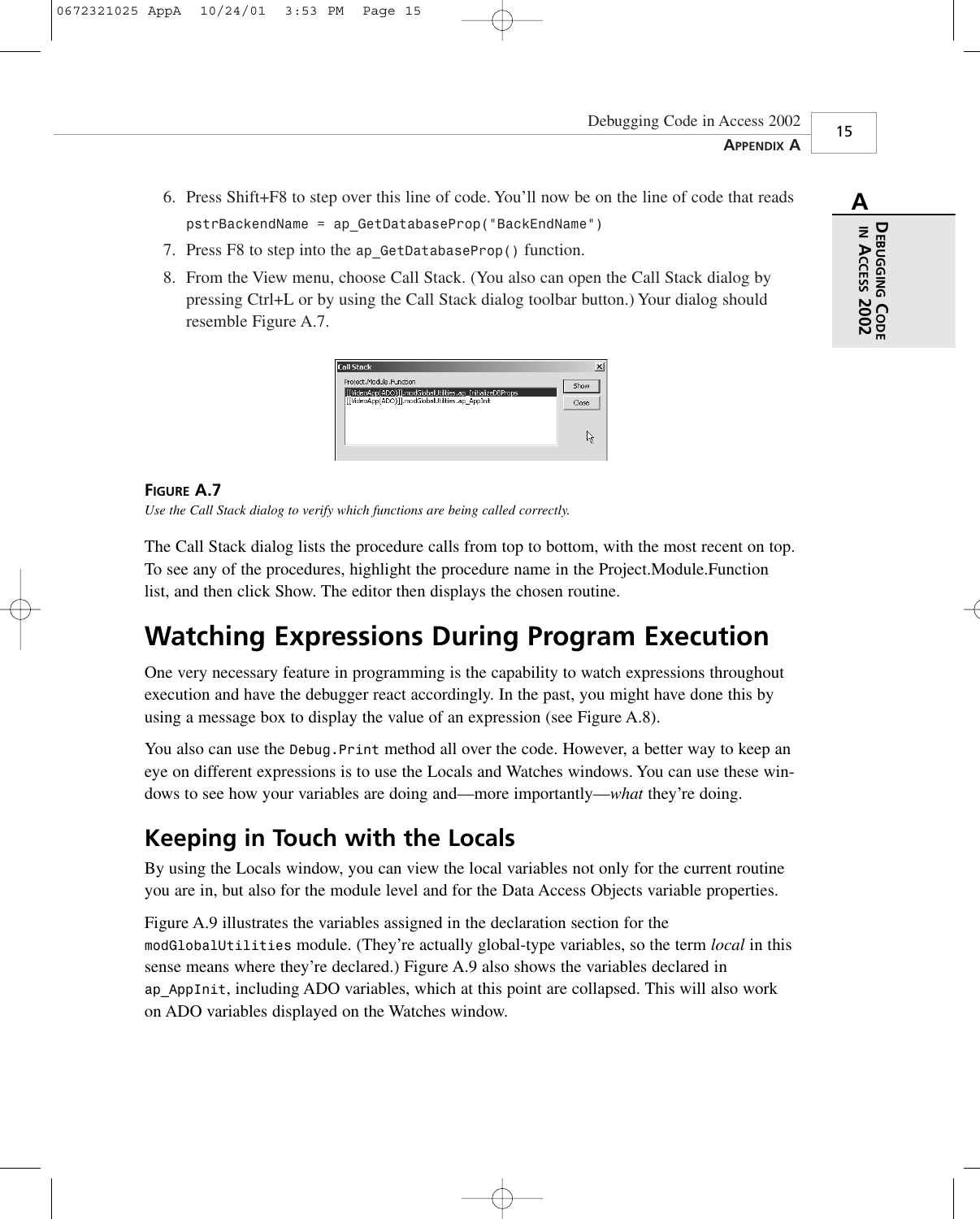6. Press Shift+F8 to step over this line of code. You'll now be on the line of code that reads

   ```
   pstrBackendName = ap_GetDatabaseProp("BackEndName")
   ```

7. Press F8 to step into the `ap_GetDatabaseProp()` function.
8. From the View menu, choose Call Stack. (You also can open the Call Stack dialog by pressing Ctrl+L or by using the Call Stack dialog toolbar button.) Your dialog should resemble Figure A.7.

**FIGURE A.7**
*Use the Call Stack dialog to verify which functions are being called correctly.*

The Call Stack dialog lists the procedure calls from top to bottom, with the most recent on top. To see any of the procedures, highlight the procedure name in the Project.Module.Function list, and then click Show. The editor then displays the chosen routine.

# Watching Expressions During Program Execution

One very necessary feature in programming is the capability to watch expressions throughout execution and have the debugger react accordingly. In the past, you might have done this by using a message box to display the value of an expression (see Figure A.8).

You also can use the `Debug.Print` method all over the code. However, a better way to keep an eye on different expressions is to use the Locals and Watches windows. You can use these windows to see how your variables are doing and—more importantly—*what* they're doing.

## Keeping in Touch with the Locals

By using the Locals window, you can view the local variables not only for the current routine you are in, but also for the module level and for the Data Access Objects variable properties.

Figure A.9 illustrates the variables assigned in the declaration section for the `modGlobalUtilities` module. (They're actually global-type variables, so the term *local* in this sense means where they're declared.) Figure A.9 also shows the variables declared in `ap_AppInit`, including ADO variables, which at this point are collapsed. This will also work on ADO variables displayed on the Watches window.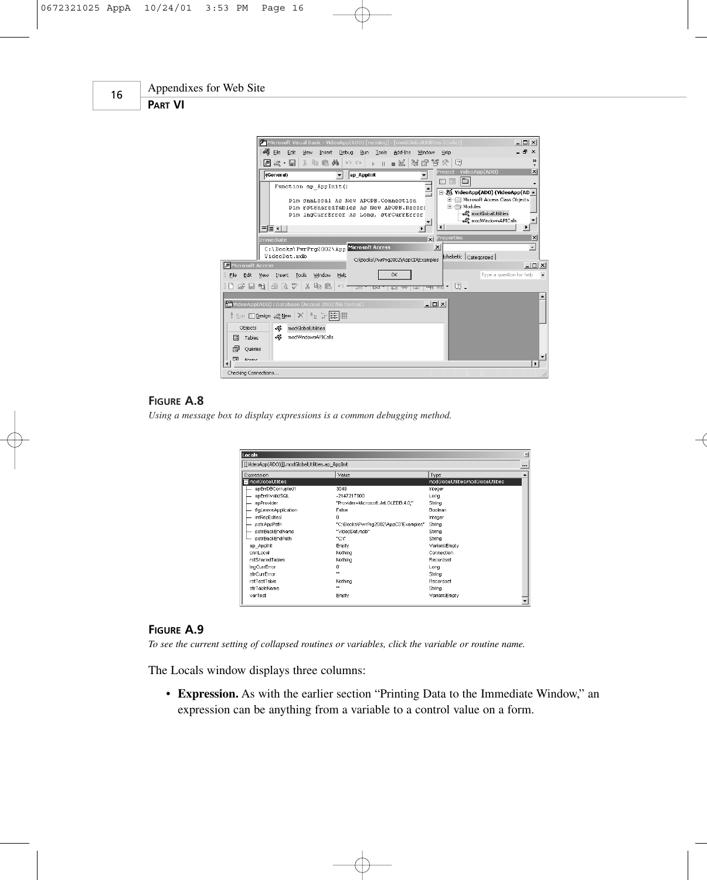**FIGURE A.8**

*Using a message box to display expressions is a common debugging method.*

**FIGURE A.9**

*To see the current setting of collapsed routines or variables, click the variable or routine name.*

The Locals window displays three columns:

- **Expression.** As with the earlier section "Printing Data to the Immediate Window," an expression can be anything from a variable to a control value on a form.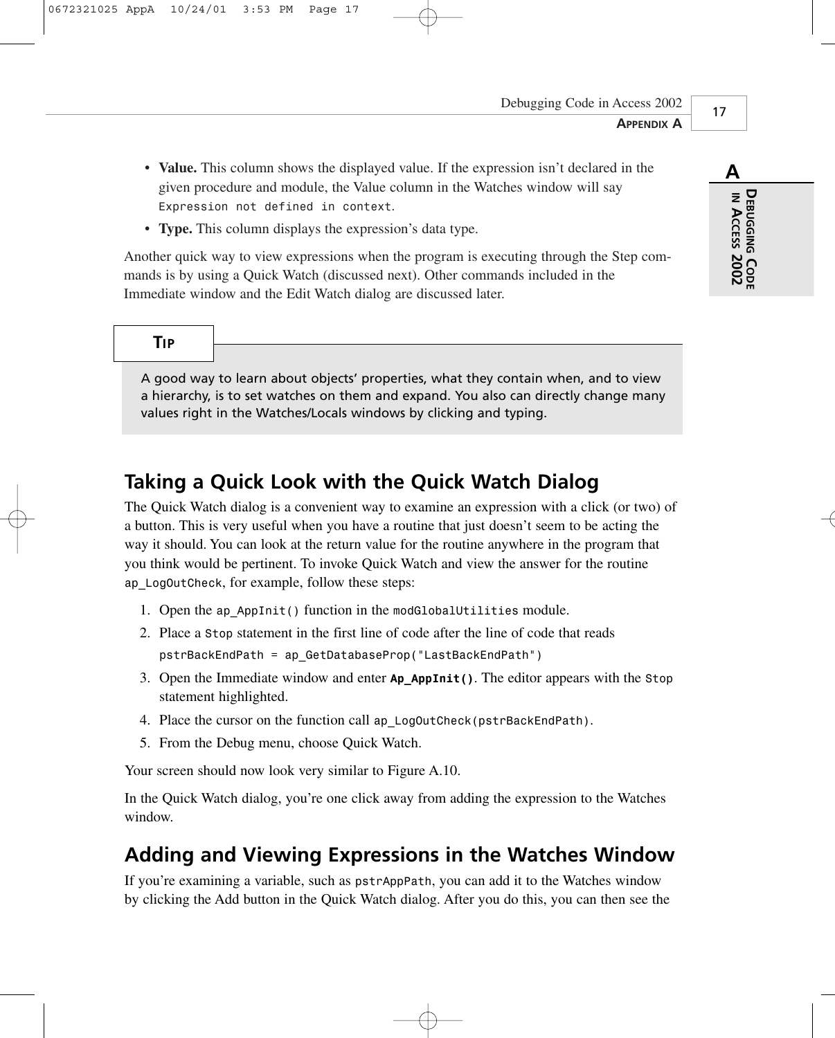- **Value.** This column shows the displayed value. If the expression isn't declared in the given procedure and module, the Value column in the Watches window will say `Expression not defined in context`.
- **Type.** This column displays the expression's data type.

Another quick way to view expressions when the program is executing through the Step commands is by using a Quick Watch (discussed next). Other commands included in the Immediate window and the Edit Watch dialog are discussed later.

> **TIP**
>
> A good way to learn about objects' properties, what they contain when, and to view a hierarchy, is to set watches on them and expand. You also can directly change many values right in the Watches/Locals windows by clicking and typing.

## Taking a Quick Look with the Quick Watch Dialog

The Quick Watch dialog is a convenient way to examine an expression with a click (or two) of a button. This is very useful when you have a routine that just doesn't seem to be acting the way it should. You can look at the return value for the routine anywhere in the program that you think would be pertinent. To invoke Quick Watch and view the answer for the routine `ap_LogOutCheck`, for example, follow these steps:

1. Open the `ap_AppInit()` function in the `modGlobalUtilities` module.
2. Place a `Stop` statement in the first line of code after the line of code that reads

   ```
   pstrBackEndPath = ap_GetDatabaseProp("LastBackEndPath")
   ```

3. Open the Immediate window and enter **`Ap_AppInit()`**. The editor appears with the `Stop` statement highlighted.
4. Place the cursor on the function call `ap_LogOutCheck(pstrBackEndPath)`.
5. From the Debug menu, choose Quick Watch.

Your screen should now look very similar to Figure A.10.

In the Quick Watch dialog, you're one click away from adding the expression to the Watches window.

## Adding and Viewing Expressions in the Watches Window

If you're examining a variable, such as `pstrAppPath`, you can add it to the Watches window by clicking the Add button in the Quick Watch dialog. After you do this, you can then see the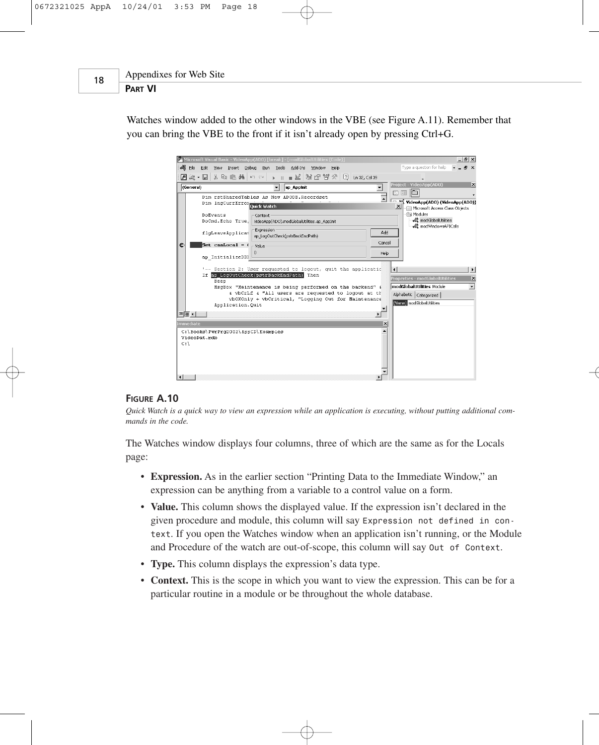Watches window added to the other windows in the VBE (see Figure A.11). Remember that you can bring the VBE to the front if it isn't already open by pressing Ctrl+G.

**FIGURE A.10**

*Quick Watch is a quick way to view an expression while an application is executing, without putting additional commands in the code.*

The Watches window displays four columns, three of which are the same as for the Locals page:

- **Expression.** As in the earlier section "Printing Data to the Immediate Window," an expression can be anything from a variable to a control value on a form.
- **Value.** This column shows the displayed value. If the expression isn't declared in the given procedure and module, this column will say `Expression not defined in context`. If you open the Watches window when an application isn't running, or the Module and Procedure of the watch are out-of-scope, this column will say `Out of Context`.
- **Type.** This column displays the expression's data type.
- **Context.** This is the scope in which you want to view the expression. This can be for a particular routine in a module or be throughout the whole database.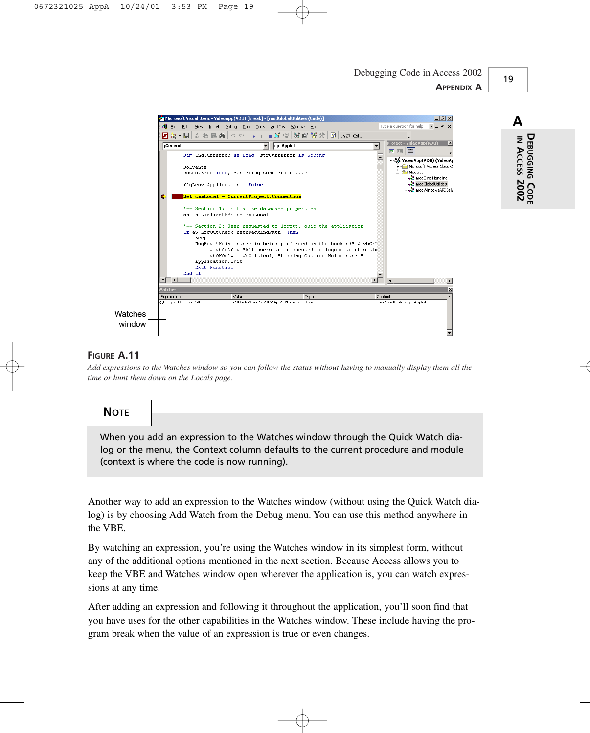Watches window

**FIGURE A.11**

*Add expressions to the Watches window so you can follow the status without having to manually display them all the time or hunt them down on the Locals page.*

> **NOTE**
>
> When you add an expression to the Watches window through the Quick Watch dialog or the menu, the Context column defaults to the current procedure and module (context is where the code is now running).

Another way to add an expression to the Watches window (without using the Quick Watch dialog) is by choosing Add Watch from the Debug menu. You can use this method anywhere in the VBE.

By watching an expression, you're using the Watches window in its simplest form, without any of the additional options mentioned in the next section. Because Access allows you to keep the VBE and Watches window open wherever the application is, you can watch expressions at any time.

After adding an expression and following it throughout the application, you'll soon find that you have uses for the other capabilities in the Watches window. These include having the program break when the value of an expression is true or even changes.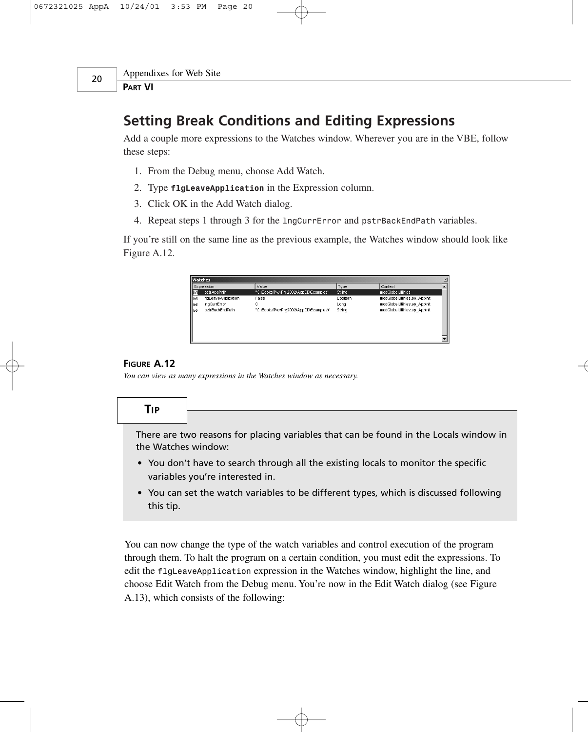## Setting Break Conditions and Editing Expressions

Add a couple more expressions to the Watches window. Wherever you are in the VBE, follow these steps:

1. From the Debug menu, choose Add Watch.
2. Type **`flgLeaveApplication`** in the Expression column.
3. Click OK in the Add Watch dialog.
4. Repeat steps 1 through 3 for the `lngCurrError` and `pstrBackEndPath` variables.

If you're still on the same line as the previous example, the Watches window should look like Figure A.12.

**FIGURE A.12**

*You can view as many expressions in the Watches window as necessary.*

> **TIP**
>
> There are two reasons for placing variables that can be found in the Locals window in the Watches window:
>
> - You don't have to search through all the existing locals to monitor the specific variables you're interested in.
> - You can set the watch variables to be different types, which is discussed following this tip.

You can now change the type of the watch variables and control execution of the program through them. To halt the program on a certain condition, you must edit the expressions. To edit the `flgLeaveApplication` expression in the Watches window, highlight the line, and choose Edit Watch from the Debug menu. You're now in the Edit Watch dialog (see Figure A.13), which consists of the following: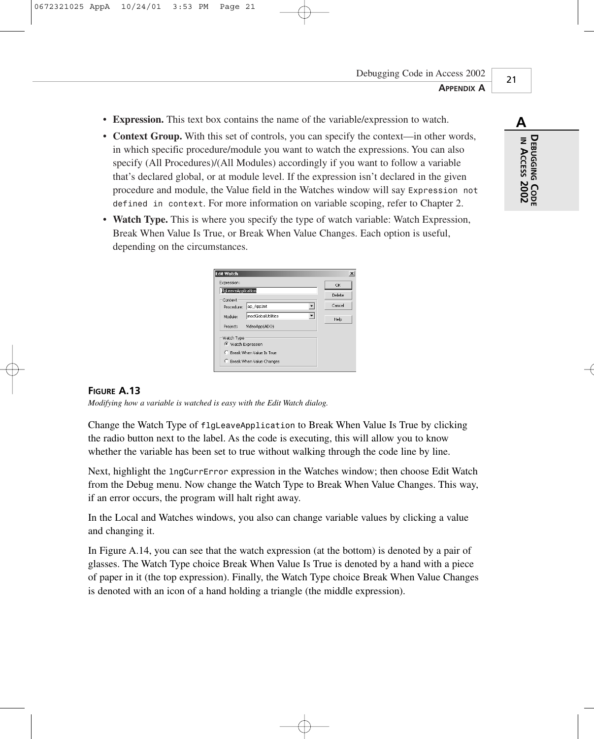- **Expression.** This text box contains the name of the variable/expression to watch.
- **Context Group.** With this set of controls, you can specify the context—in other words, in which specific procedure/module you want to watch the expressions. You can also specify (All Procedures)/(All Modules) accordingly if you want to follow a variable that's declared global, or at module level. If the expression isn't declared in the given procedure and module, the Value field in the Watches window will say `Expression not defined in context`. For more information on variable scoping, refer to Chapter 2.
- **Watch Type.** This is where you specify the type of watch variable: Watch Expression, Break When Value Is True, or Break When Value Changes. Each option is useful, depending on the circumstances.

Edit Watch

Expression: flgLeaveApplication

Context

Procedure: ap_AppInit

Module: modGlobalUtilities

Project: VideoApp(ADO)

Watch Type

Watch Expression

Break When Value Is True

Break When Value Changes

OK

Delete

Cancel

Help

**FIGURE A.13**

*Modifying how a variable is watched is easy with the Edit Watch dialog.*

Change the Watch Type of `flgLeaveApplication` to Break When Value Is True by clicking the radio button next to the label. As the code is executing, this will allow you to know whether the variable has been set to true without walking through the code line by line.

Next, highlight the `lngCurrError` expression in the Watches window; then choose Edit Watch from the Debug menu. Now change the Watch Type to Break When Value Changes. This way, if an error occurs, the program will halt right away.

In the Local and Watches windows, you also can change variable values by clicking a value and changing it.

In Figure A.14, you can see that the watch expression (at the bottom) is denoted by a pair of glasses. The Watch Type choice Break When Value Is True is denoted by a hand with a piece of paper in it (the top expression). Finally, the Watch Type choice Break When Value Changes is denoted with an icon of a hand holding a triangle (the middle expression).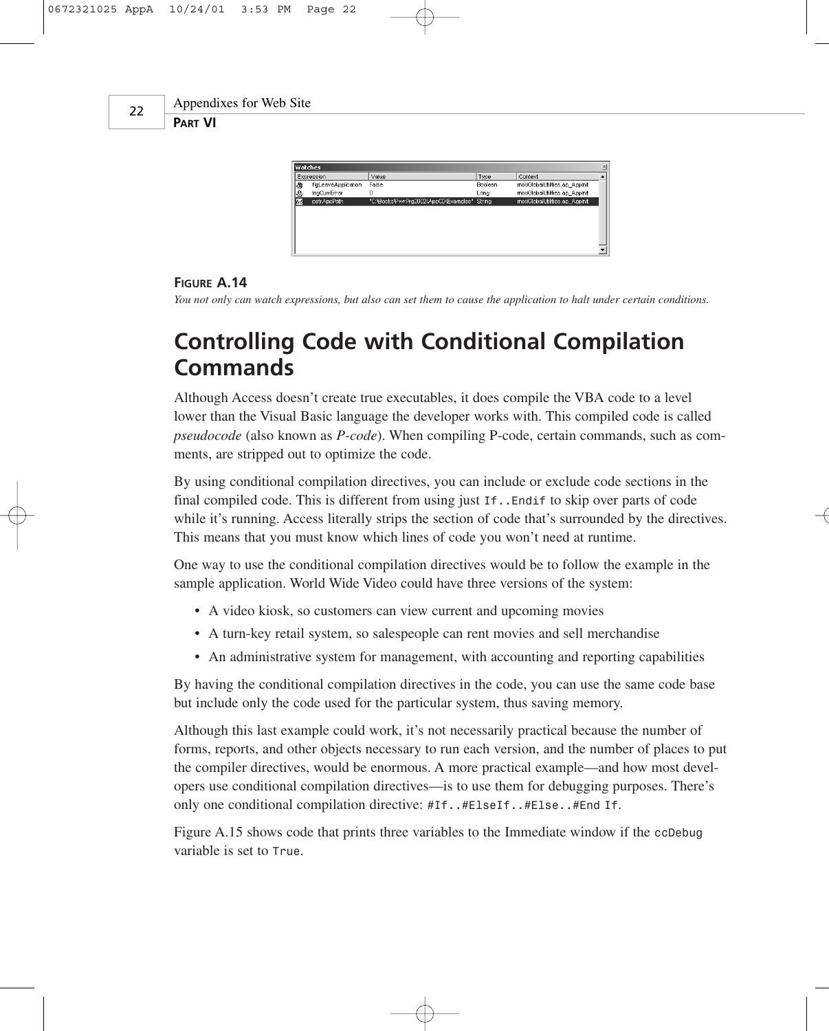**FIGURE A.14**

*You not only can watch expressions, but also can set them to cause the application to halt under certain conditions.*

## Controlling Code with Conditional Compilation Commands

Although Access doesn't create true executables, it does compile the VBA code to a level lower than the Visual Basic language the developer works with. This compiled code is called *pseudocode* (also known as *P-code*). When compiling P-code, certain commands, such as comments, are stripped out to optimize the code.

By using conditional compilation directives, you can include or exclude code sections in the final compiled code. This is different from using just `If..Endif` to skip over parts of code while it's running. Access literally strips the section of code that's surrounded by the directives. This means that you must know which lines of code you won't need at runtime.

One way to use the conditional compilation directives would be to follow the example in the sample application. World Wide Video could have three versions of the system:

- A video kiosk, so customers can view current and upcoming movies
- A turn-key retail system, so salespeople can rent movies and sell merchandise
- An administrative system for management, with accounting and reporting capabilities

By having the conditional compilation directives in the code, you can use the same code base but include only the code used for the particular system, thus saving memory.

Although this last example could work, it's not necessarily practical because the number of forms, reports, and other objects necessary to run each version, and the number of places to put the compiler directives, would be enormous. A more practical example—and how most developers use conditional compilation directives—is to use them for debugging purposes. There's only one conditional compilation directive: `#If..#ElseIf..#Else..#End If`.

Figure A.15 shows code that prints three variables to the Immediate window if the `ccDebug` variable is set to `True`.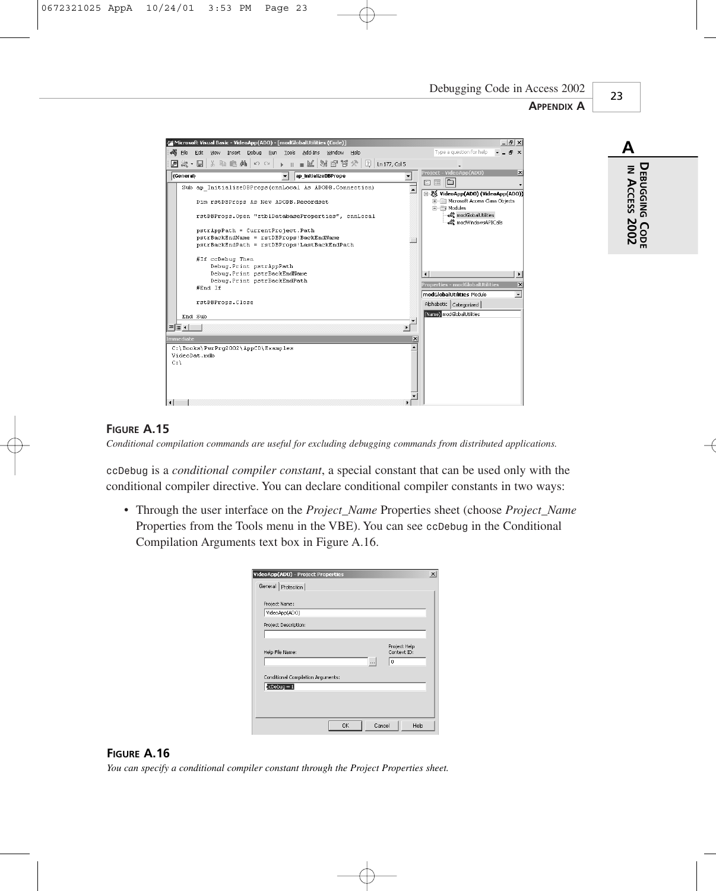**Figure A.15**

*Conditional compilation commands are useful for excluding debugging commands from distributed applications.*

`ccDebug` is a *conditional compiler constant*, a special constant that can be used only with the conditional compiler directive. You can declare conditional compiler constants in two ways:

- Through the user interface on the *Project_Name* Properties sheet (choose *Project_Name* Properties from the Tools menu in the VBE). You can see `ccDebug` in the Conditional Compilation Arguments text box in Figure A.16.

**Figure A.16**

*You can specify a conditional compiler constant through the Project Properties sheet.*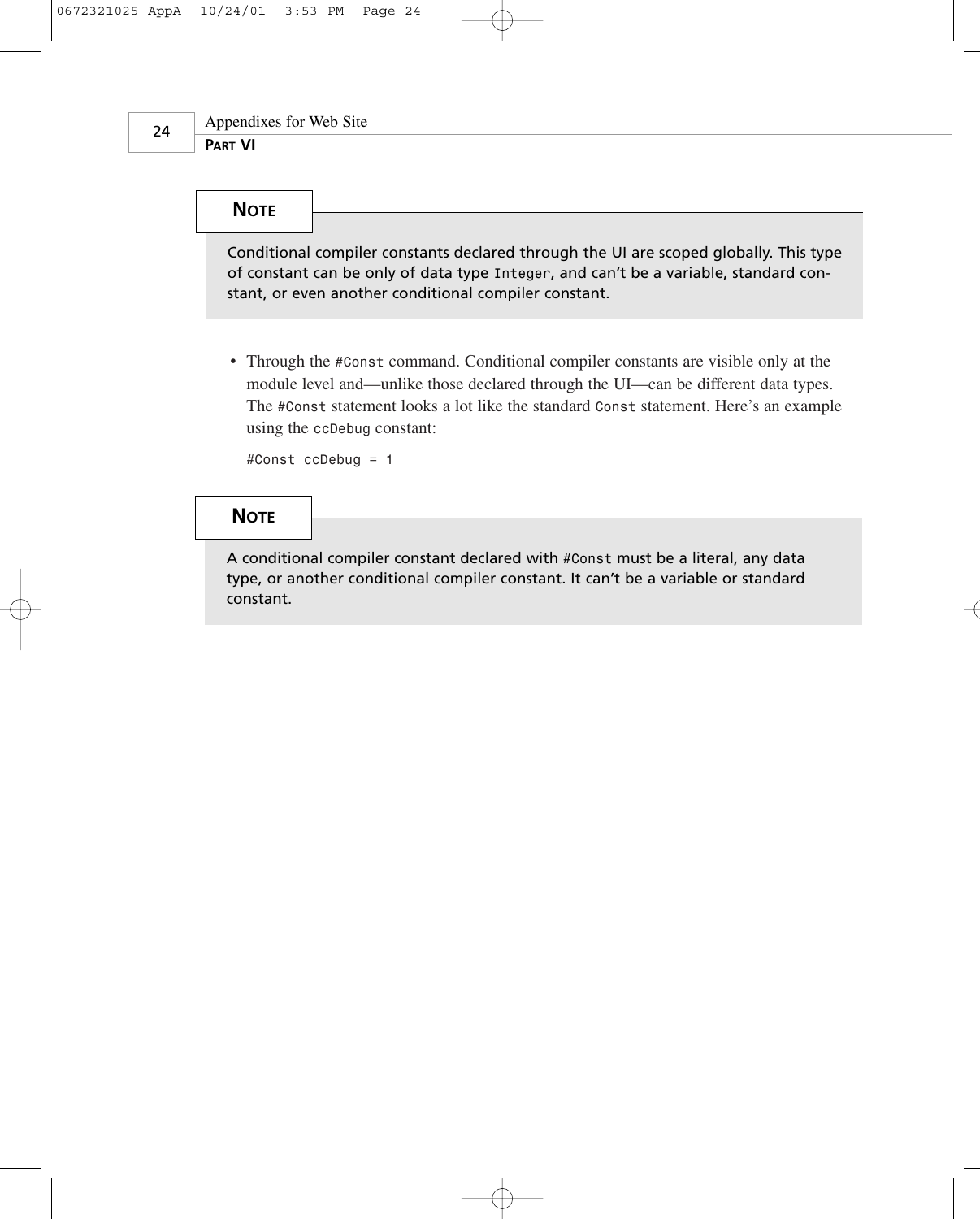**NOTE**

Conditional compiler constants declared through the UI are scoped globally. This type of constant can be only of data type `Integer`, and can't be a variable, standard constant, or even another conditional compiler constant.

- Through the `#Const` command. Conditional compiler constants are visible only at the module level and—unlike those declared through the UI—can be different data types. The `#Const` statement looks a lot like the standard `Const` statement. Here's an example using the `ccDebug` constant:

```
#Const ccDebug = 1
```

**NOTE**

A conditional compiler constant declared with `#Const` must be a literal, any data type, or another conditional compiler constant. It can't be a variable or standard constant.